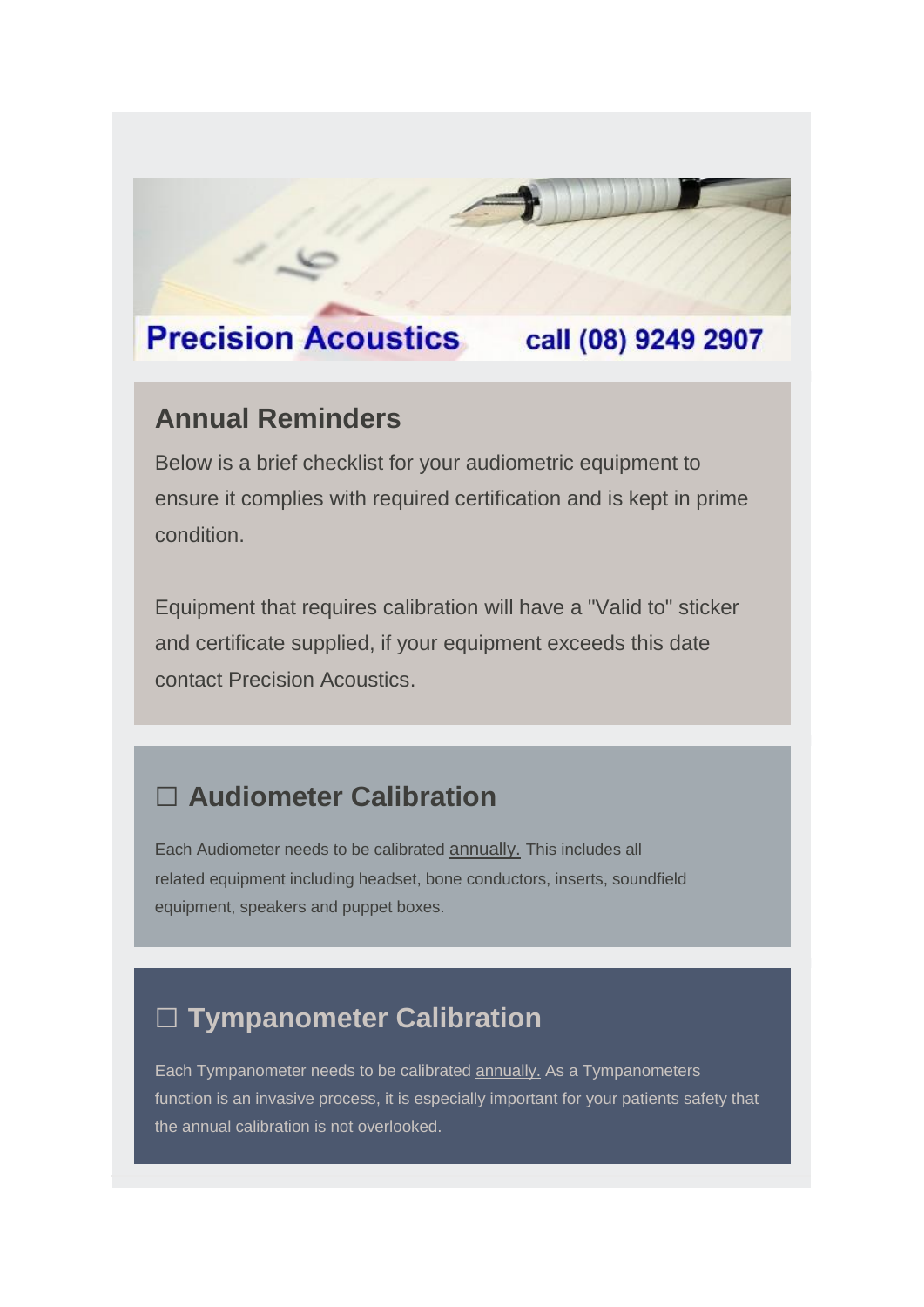**Precision Acoustics** call (08) 9249 2907

## Annual Reminders

Below is a brief checklist for your audiometric equipment to ensure it complies with required certification and is kept in prime condition.

Equipment that requires calibration will have a "Valid to" sticker and certificate supplied, if your equipment exceeds this date contact Precision Acoustics.

## ☐ Audiometer Calibration

Each Audiometer needs to be calibrated annually. This includes all related equipment including headset, bone conductors, inserts, soundfield equipment, speakers and puppet boxes.

## ☐ Tympanometer Calibration

Each Tympanometer needs to be calibrated annually. As a Tympanometers function is an invasive process, it is especially important for your patients safety that the annual calibration is not overlooked.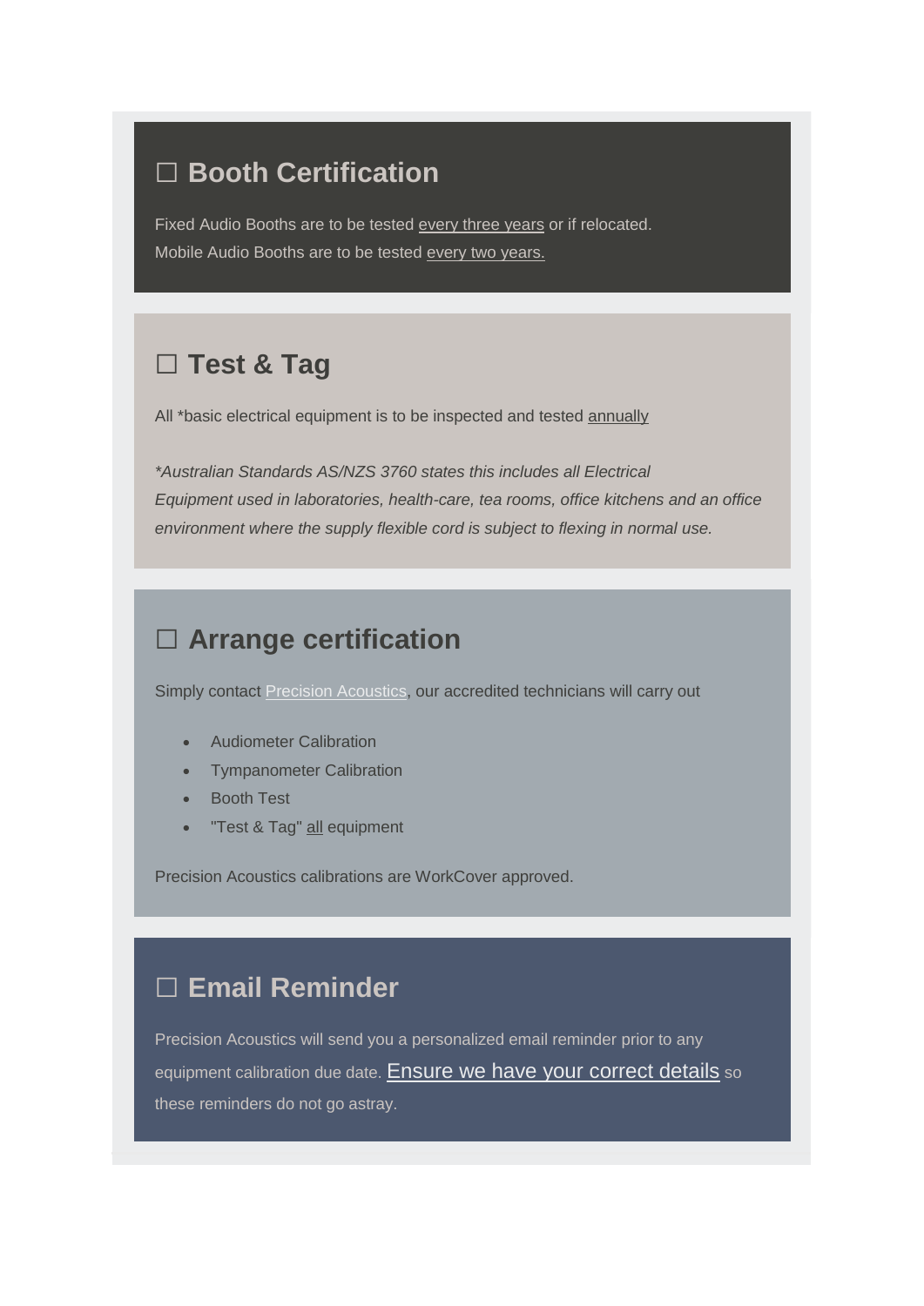## ☐ Booth Certification

Fixed Audio Booths are to be tested every three years or if relocated.
Mobile Audio Booths are to be tested every two years.

## ☐ Test & Tag

All *basic electrical equipment is to be inspected and tested annually

*\*Australian Standards AS/NZS 3760 states this includes all Electrical Equipment used in laboratories, health-care, tea rooms, office kitchens and an office environment where the supply flexible cord is subject to flexing in normal use.*

## ☐ Arrange certification

Simply contact Precision Acoustics, our accredited technicians will carry out

- Audiometer Calibration
- Tympanometer Calibration
- Booth Test
- "Test & Tag" all equipment

Precision Acoustics calibrations are WorkCover approved.

## ☐ Email Reminder

Precision Acoustics will send you a personalized email reminder prior to any equipment calibration due date. Ensure we have your correct details so these reminders do not go astray.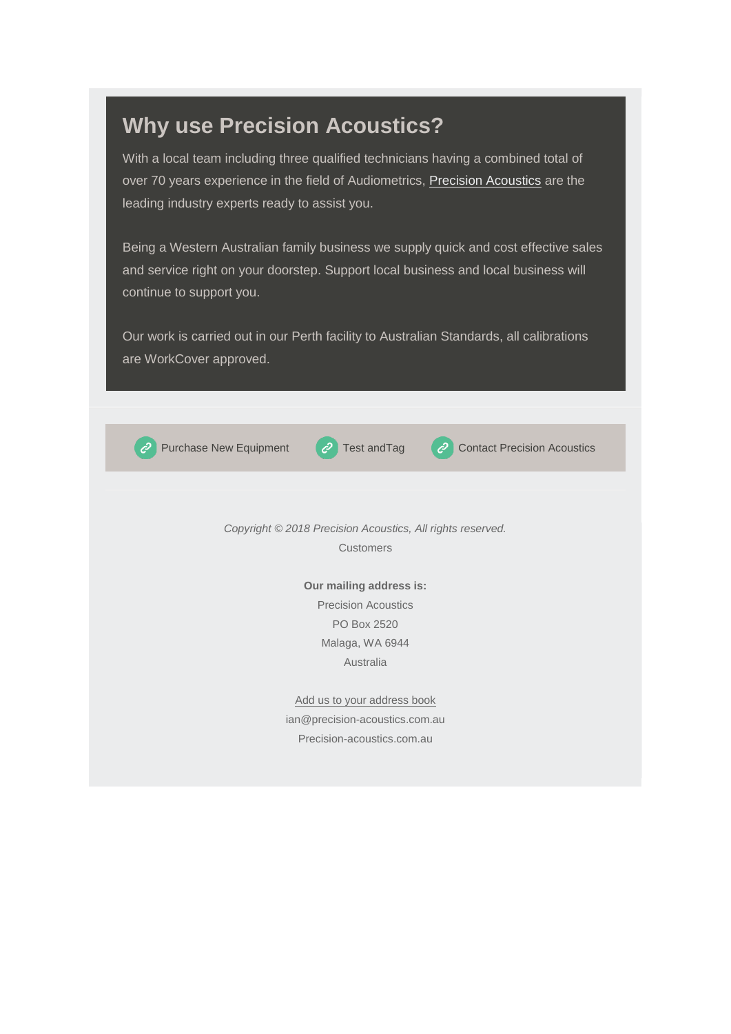## Why use Precision Acoustics?

With a local team including three qualified technicians having a combined total of over 70 years experience in the field of Audiometrics, Precision Acoustics are the leading industry experts ready to assist you.

Being a Western Australian family business we supply quick and cost effective sales and service right on your doorstep. Support local business and local business will continue to support you.

Our work is carried out in our Perth facility to Australian Standards, all calibrations are WorkCover approved.

Purchase New Equipment    Test andTag    Contact Precision Acoustics

*Copyright © 2018 Precision Acoustics, All rights reserved.*
Customers

**Our mailing address is:**
Precision Acoustics
PO Box 2520
Malaga, WA 6944
Australia

Add us to your address book
ian@precision-acoustics.com.au
Precision-acoustics.com.au